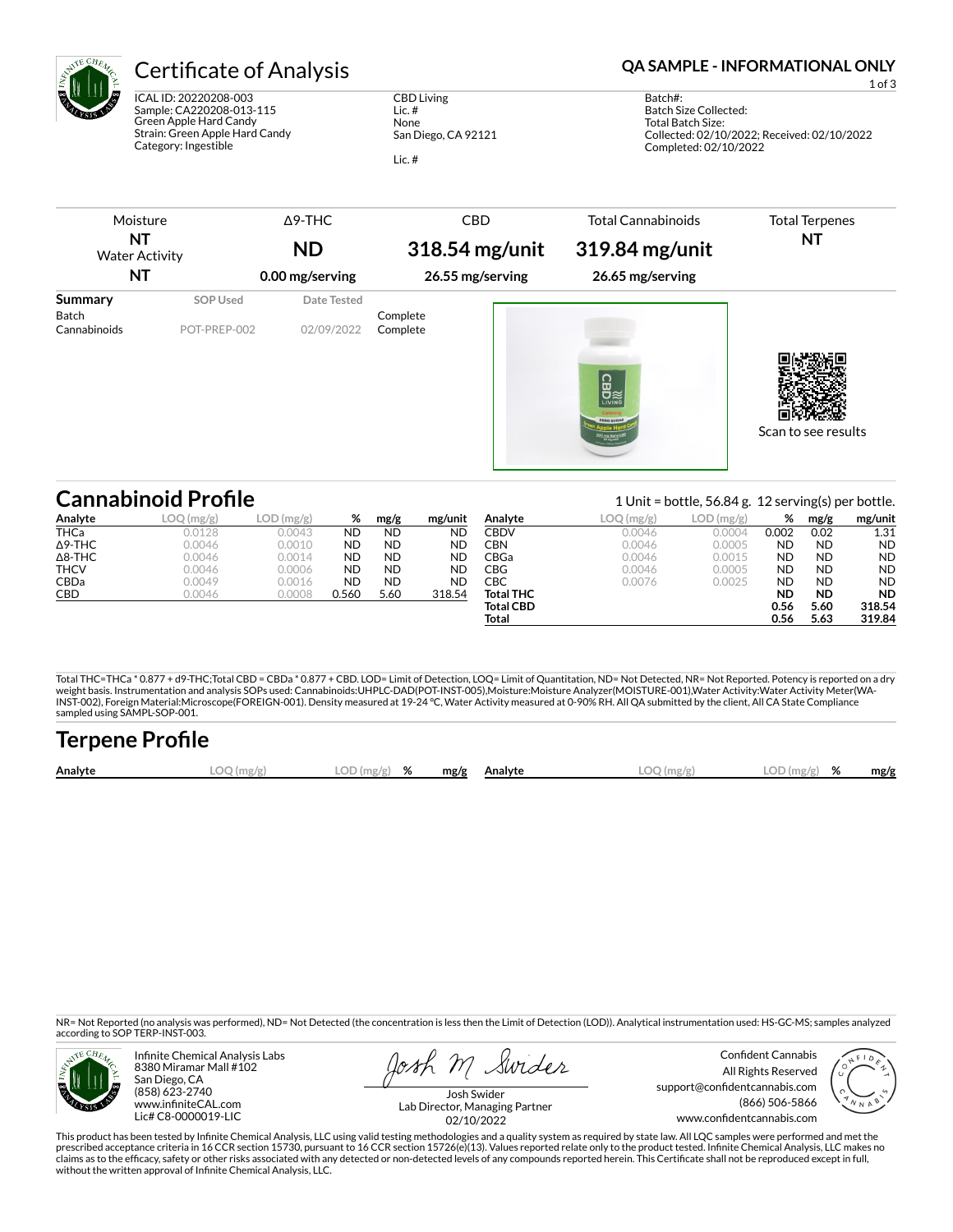# Certificate of Analysis

**QA SAMPLE - INFORMATIONAL ONLY**

ICAL ID: 20220208-003
Sample: CA220208-013-115
Green Apple Hard Candy
Strain: Green Apple Hard Candy
Category: Ingestible

CBD Living
Lic. #
None
San Diego, CA 92121

Lic. #

Batch#:
Batch Size Collected:
Total Batch Size:
Collected: 02/10/2022; Received: 02/10/2022
Completed: 02/10/2022

| Moisture | Δ9-THC | CBD | Total Cannabinoids | Total Terpenes |
|---|---|---|---|---|
| **NT** | **ND** | **318.54 mg/unit** | **319.84 mg/unit** | **NT** |
| Water Activity **NT** | **0.00 mg/serving** | **26.55 mg/serving** | **26.65 mg/serving** | |

| Summary | SOP Used | Date Tested | |
|---|---|---|---|
| Batch | | | Complete |
| Cannabinoids | POT-PREP-002 | 02/09/2022 | Complete |

Scan to see results

## Cannabinoid Profile

1 Unit = bottle, 56.84 g. 12 serving(s) per bottle.

| Analyte | LOQ (mg/g) | LOD (mg/g) | % | mg/g | mg/unit |
|---|---|---|---|---|---|
| THCa | 0.0128 | 0.0043 | ND | ND | ND |
| Δ9-THC | 0.0046 | 0.0010 | ND | ND | ND |
| Δ8-THC | 0.0046 | 0.0014 | ND | ND | ND |
| THCV | 0.0046 | 0.0006 | ND | ND | ND |
| CBDa | 0.0049 | 0.0016 | ND | ND | ND |
| CBD | 0.0046 | 0.0008 | 0.560 | 5.60 | 318.54 |
| CBDV | 0.0046 | 0.0004 | 0.002 | 0.02 | 1.31 |
| CBN | 0.0046 | 0.0005 | ND | ND | ND |
| CBGa | 0.0046 | 0.0015 | ND | ND | ND |
| CBG | 0.0046 | 0.0005 | ND | ND | ND |
| CBC | 0.0076 | 0.0025 | ND | ND | ND |
| **Total THC** | | | **ND** | **ND** | **ND** |
| **Total CBD** | | | **0.56** | **5.60** | **318.54** |
| **Total** | | | **0.56** | **5.63** | **319.84** |

Total THC=THCa * 0.877 + d9-THC;Total CBD = CBDa * 0.877 + CBD. LOD= Limit of Detection, LOQ= Limit of Quantitation, ND= Not Detected, NR= Not Reported. Potency is reported on a dry weight basis. Instrumentation and analysis SOPs used: Cannabinoids:UHPLC-DAD(POT-INST-005),Moisture:Moisture Analyzer(MOISTURE-001),Water Activity:Water Activity Meter(WA-INST-002), Foreign Material:Microscope(FOREIGN-001). Density measured at 19-24 °C, Water Activity measured at 0-90% RH. All QA submitted by the client, All CA State Compliance sampled using SAMPL-SOP-001.

## Terpene Profile

| Analyte | LOQ (mg/g) | LOD (mg/g) | % | mg/g | Analyte | LOQ (mg/g) | LOD (mg/g) | % | mg/g |
|---|---|---|---|---|---|---|---|---|---|

NR= Not Reported (no analysis was performed), ND= Not Detected (the concentration is less then the Limit of Detection (LOD)). Analytical instrumentation used: HS-GC-MS; samples analyzed according to SOP TERP-INST-003.

Infinite Chemical Analysis Labs
8380 Miramar Mall #102
San Diego, CA
(858) 623-2740
www.infiniteCAL.com
Lic# C8-0000019-LIC

Josh Swider
Lab Director, Managing Partner
02/10/2022

Confident Cannabis
All Rights Reserved
support@confidentcannabis.com
(866) 506-5866
www.confidentcannabis.com

This product has been tested by Infinite Chemical Analysis, LLC using valid testing methodologies and a quality system as required by state law. All LQC samples were performed and met the prescribed acceptance criteria in 16 CCR section 15730, pursuant to 16 CCR section 15726(e)(13). Values reported relate only to the product tested. Infinite Chemical Analysis, LLC makes no claims as to the efficacy, safety or other risks associated with any detected or non-detected levels of any compounds reported herein. This Certificate shall not be reproduced except in full, without the written approval of Infinite Chemical Analysis, LLC.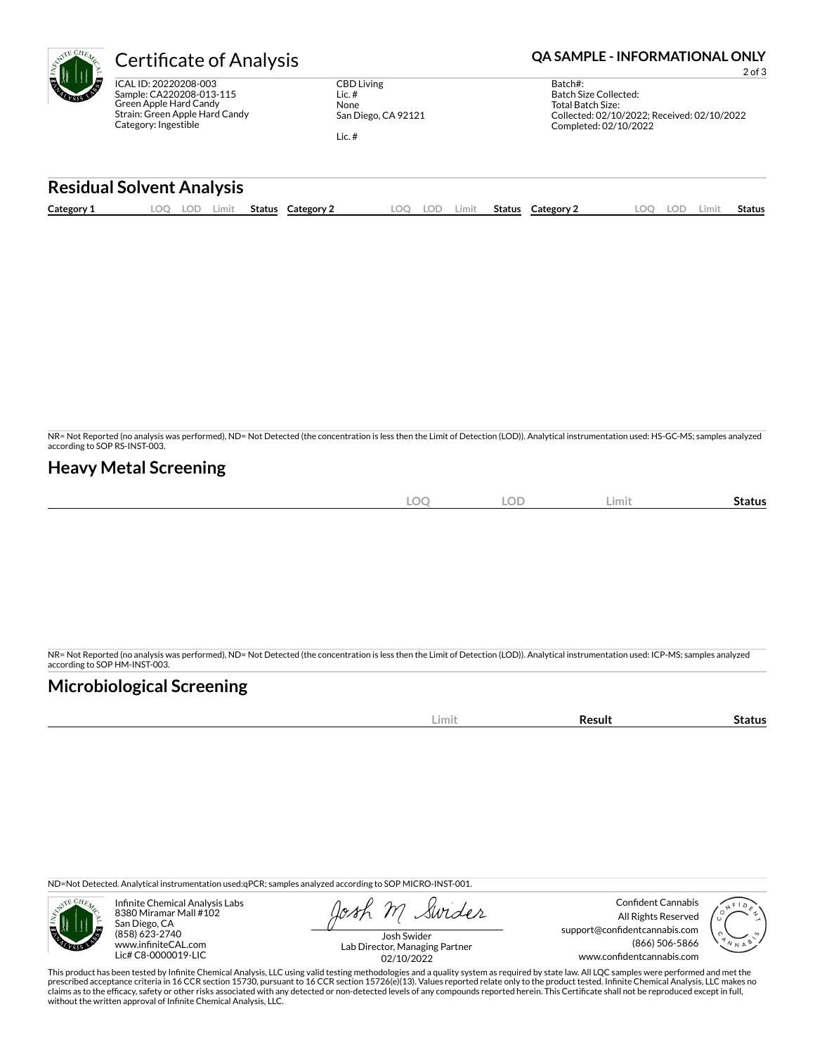# Certificate of Analysis

**QA SAMPLE - INFORMATIONAL ONLY**

ICAL ID: 20220208-003
Sample: CA220208-013-115
Green Apple Hard Candy
Strain: Green Apple Hard Candy
Category: Ingestible

CBD Living
Lic. #
None
San Diego, CA 92121

Lic. #

Batch#:
Batch Size Collected:
Total Batch Size:
Collected: 02/10/2022; Received: 02/10/2022
Completed: 02/10/2022

## Residual Solvent Analysis

| Category 1 | LOQ | LOD | Limit | Status | Category 2 | LOQ | LOD | Limit | Status | Category 2 | LOQ | LOD | Limit | Status |
|---|---|---|---|---|---|---|---|---|---|---|---|---|---|---|

NR= Not Reported (no analysis was performed), ND= Not Detected (the concentration is less then the Limit of Detection (LOD)). Analytical instrumentation used: HS-GC-MS; samples analyzed according to SOP RS-INST-003.

## Heavy Metal Screening

| | LOQ | LOD | Limit | Status |
|---|---|---|---|---|

NR= Not Reported (no analysis was performed), ND= Not Detected (the concentration is less then the Limit of Detection (LOD)). Analytical instrumentation used: ICP-MS; samples analyzed according to SOP HM-INST-003.

## Microbiological Screening

| | Limit | Result | Status |
|---|---|---|---|

ND=Not Detected. Analytical instrumentation used:qPCR; samples analyzed according to SOP MICRO-INST-001.

Infinite Chemical Analysis Labs
8380 Miramar Mall #102
San Diego, CA
(858) 623-2740
www.infiniteCAL.com
Lic# C8-0000019-LIC

Josh Swider
Lab Director, Managing Partner
02/10/2022

Confident Cannabis
All Rights Reserved
support@confidentcannabis.com
(866) 506-5866
www.confidentcannabis.com

This product has been tested by Infinite Chemical Analysis, LLC using valid testing methodologies and a quality system as required by state law. All LQC samples were performed and met the prescribed acceptance criteria in 16 CCR section 15730, pursuant to 16 CCR section 15726(e)(13). Values reported relate only to the product tested. Infinite Chemical Analysis, LLC makes no claims as to the efficacy, safety or other risks associated with any detected or non-detected levels of any compounds reported herein. This Certificate shall not be reproduced except in full, without the written approval of Infinite Chemical Analysis, LLC.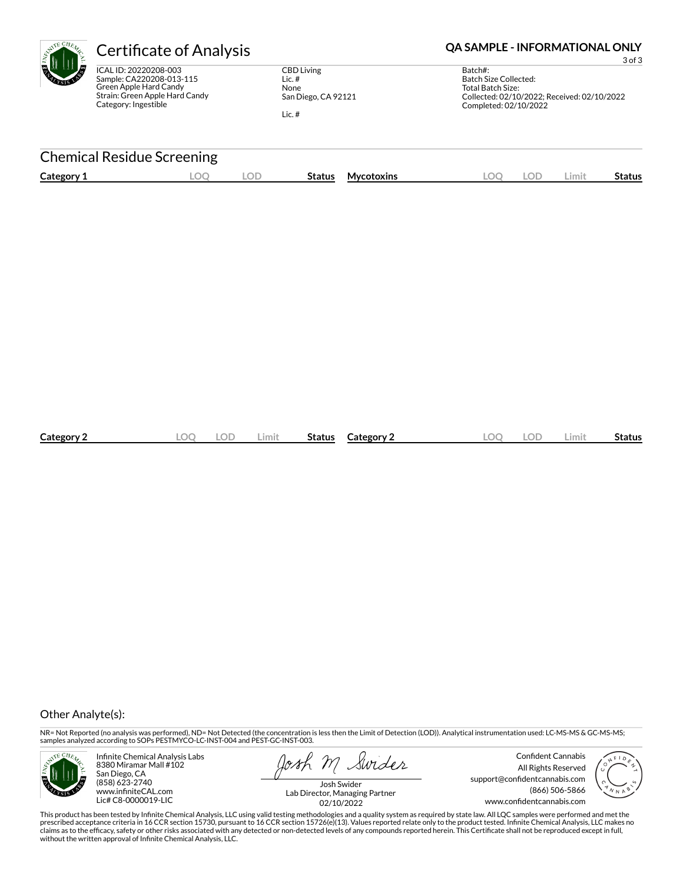# Certificate of Analysis

**QA SAMPLE - INFORMATIONAL ONLY**

ICAL ID: 20220208-003
Sample: CA220208-013-115
Green Apple Hard Candy
Strain: Green Apple Hard Candy
Category: Ingestible

CBD Living
Lic. #
None
San Diego, CA 92121

Lic. #

Batch#:
Batch Size Collected:
Total Batch Size:
Collected: 02/10/2022; Received: 02/10/2022
Completed: 02/10/2022

## Chemical Residue Screening

| Category 1 | LOQ | LOD | Status |
|---|---|---|---|

| Mycotoxins | LOQ | LOD | Limit | Status |
|---|---|---|---|---|

| Category 2 | LOQ | LOD | Limit | Status |
|---|---|---|---|---|

| Category 2 | LOQ | LOD | Limit | Status |
|---|---|---|---|---|

Other Analyte(s):

NR= Not Reported (no analysis was performed), ND= Not Detected (the concentration is less then the Limit of Detection (LOD)). Analytical instrumentation used: LC-MS-MS & GC-MS-MS; samples analyzed according to SOPs PESTMYCO-LC-INST-004 and PEST-GC-INST-003.

Infinite Chemical Analysis Labs
8380 Miramar Mall #102
San Diego, CA
(858) 623-2740
www.infiniteCAL.com
Lic# C8-0000019-LIC

Josh M Swider

Josh Swider
Lab Director, Managing Partner
02/10/2022

Confident Cannabis
All Rights Reserved
support@confidentcannabis.com
(866) 506-5866
www.confidentcannabis.com

This product has been tested by Infinite Chemical Analysis, LLC using valid testing methodologies and a quality system as required by state law. All LQC samples were performed and met the prescribed acceptance criteria in 16 CCR section 15730, pursuant to 16 CCR section 15726(e)(13). Values reported relate only to the product tested. Infinite Chemical Analysis, LLC makes no claims as to the efficacy, safety or other risks associated with any detected or non-detected levels of any compounds reported herein. This Certificate shall not be reproduced except in full, without the written approval of Infinite Chemical Analysis, LLC.